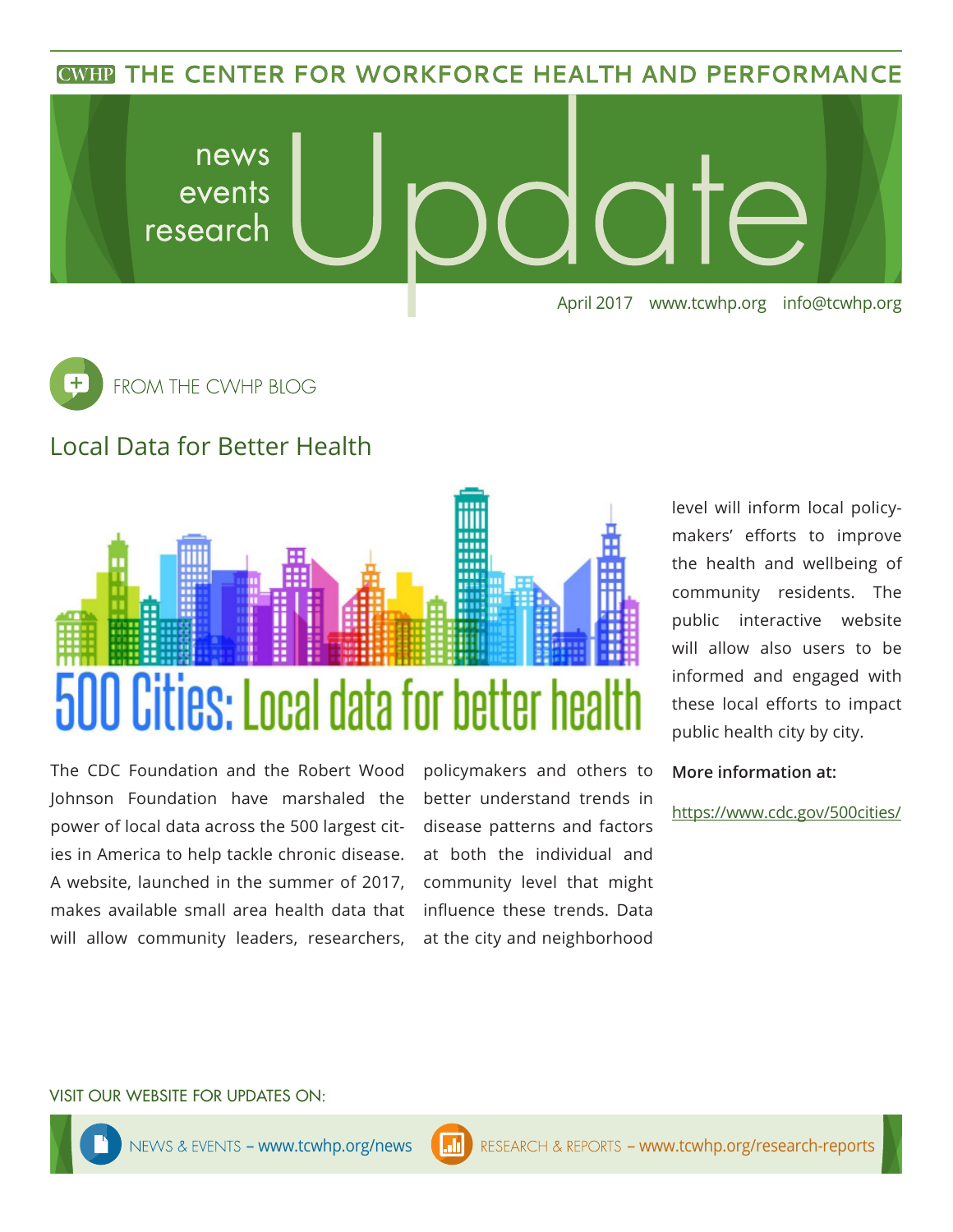# THE CENTER FOR WORKFORCE HEALTH AND PERFORMANCE

news
events
research

# Update

April 2017 www.tcwhp.org info@tcwhp.org

FROM THE CWHP BLOG

## Local Data for Better Health

500 Cities: Local data for better health

The CDC Foundation and the Robert Wood Johnson Foundation have marshaled the power of local data across the 500 largest cities in America to help tackle chronic disease. A website, launched in the summer of 2017, makes available small area health data that will allow community leaders, researchers, policymakers and others to better understand trends in disease patterns and factors at both the individual and community level that might influence these trends. Data at the city and neighborhood level will inform local policymakers' efforts to improve the health and wellbeing of community residents. The public interactive website will allow also users to be informed and engaged with these local efforts to impact public health city by city.

**More information at:**

https://www.cdc.gov/500cities/

VISIT OUR WEBSITE FOR UPDATES ON:

NEWS & EVENTS – www.tcwhp.org/news

RESEARCH & REPORTS – www.tcwhp.org/research-reports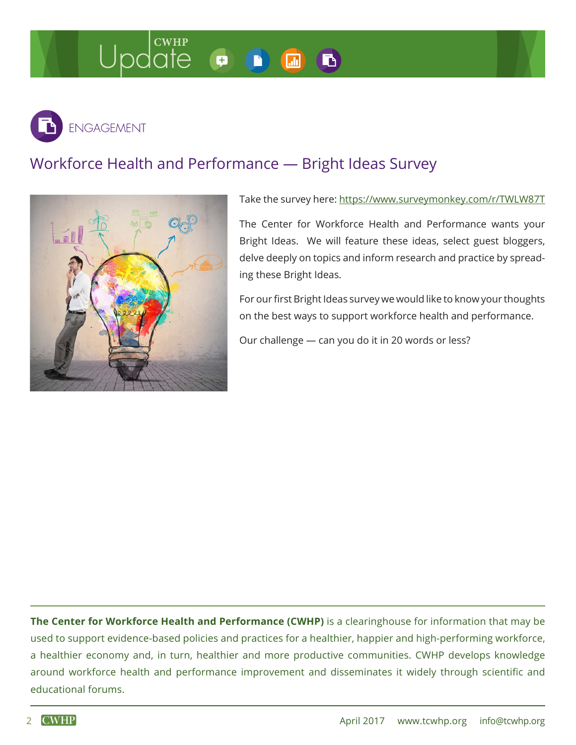## ENGAGEMENT

# Workforce Health and Performance — Bright Ideas Survey

Take the survey here: https://www.surveymonkey.com/r/TWLW87T

The Center for Workforce Health and Performance wants your Bright Ideas. We will feature these ideas, select guest bloggers, delve deeply on topics and inform research and practice by spreading these Bright Ideas.

For our first Bright Ideas survey we would like to know your thoughts on the best ways to support workforce health and performance.

Our challenge — can you do it in 20 words or less?

**The Center for Workforce Health and Performance (CWHP)** is a clearinghouse for information that may be used to support evidence-based policies and practices for a healthier, happier and high-performing workforce, a healthier economy and, in turn, healthier and more productive communities. CWHP develops knowledge around workforce health and performance improvement and disseminates it widely through scientific and educational forums.